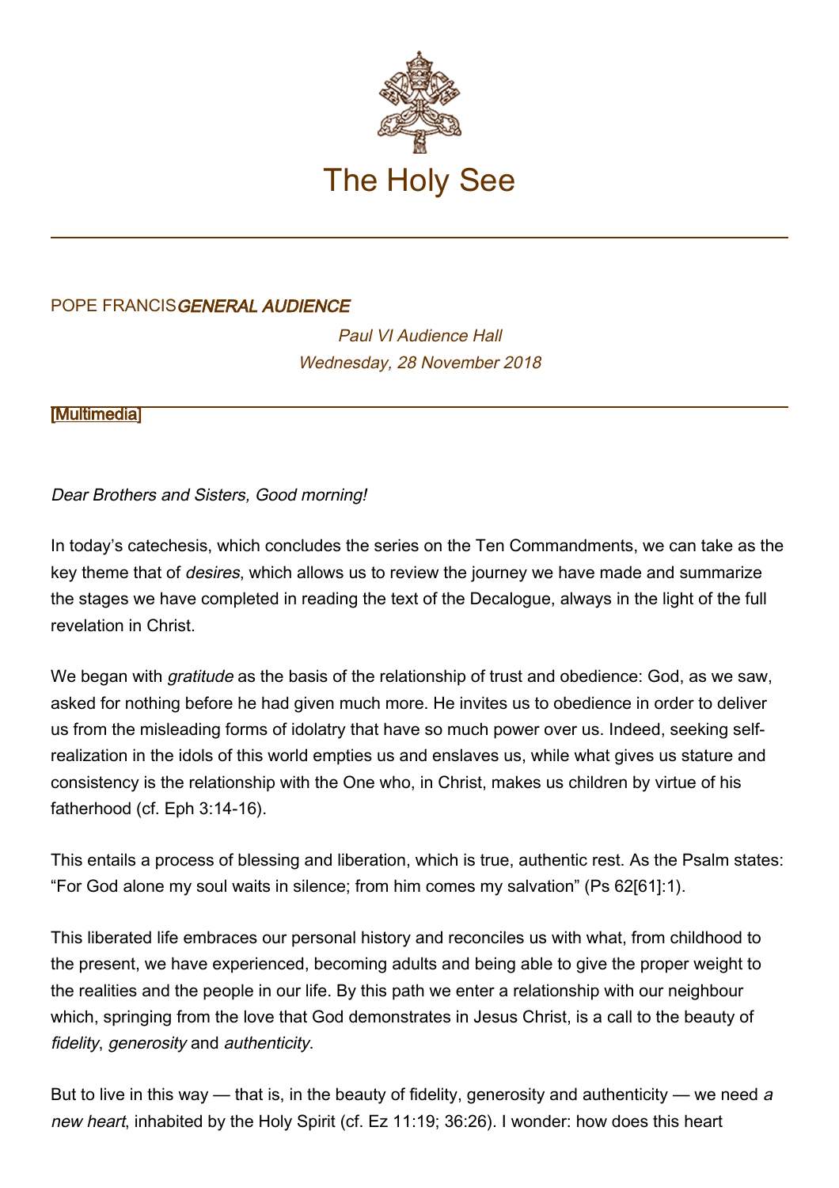# The Holy See

POPE FRANCIS *GENERAL AUDIENCE*

*Paul VI Audience Hall*
*Wednesday, 28 November 2018*

[Multimedia]

*Dear Brothers and Sisters, Good morning!*

In today's catechesis, which concludes the series on the Ten Commandments, we can take as the key theme that of *desires*, which allows us to review the journey we have made and summarize the stages we have completed in reading the text of the Decalogue, always in the light of the full revelation in Christ.

We began with *gratitude* as the basis of the relationship of trust and obedience: God, as we saw, asked for nothing before he had given much more. He invites us to obedience in order to deliver us from the misleading forms of idolatry that have so much power over us. Indeed, seeking self-realization in the idols of this world empties us and enslaves us, while what gives us stature and consistency is the relationship with the One who, in Christ, makes us children by virtue of his fatherhood (cf. Eph 3:14-16).

This entails a process of blessing and liberation, which is true, authentic rest. As the Psalm states: "For God alone my soul waits in silence; from him comes my salvation" (Ps 62[61]:1).

This liberated life embraces our personal history and reconciles us with what, from childhood to the present, we have experienced, becoming adults and being able to give the proper weight to the realities and the people in our life. By this path we enter a relationship with our neighbour which, springing from the love that God demonstrates in Jesus Christ, is a call to the beauty of *fidelity*, *generosity* and *authenticity*.

But to live in this way — that is, in the beauty of fidelity, generosity and authenticity — we need *a new heart*, inhabited by the Holy Spirit (cf. Ez 11:19; 36:26). I wonder: how does this heart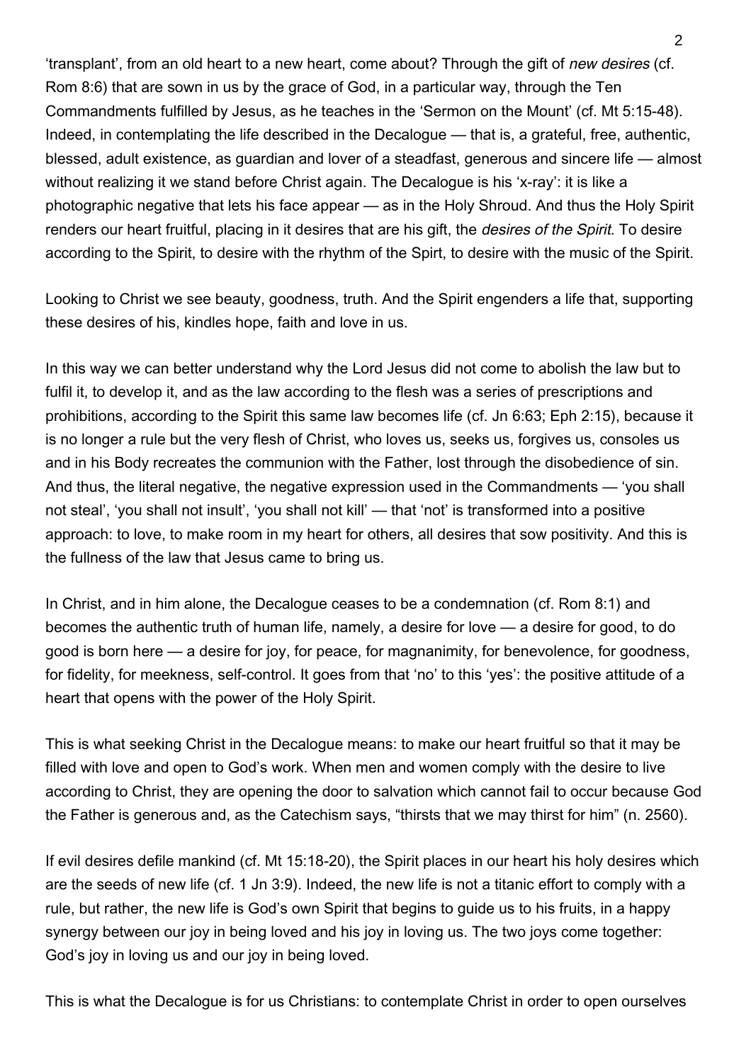'transplant', from an old heart to a new heart, come about? Through the gift of *new desires* (cf. Rom 8:6) that are sown in us by the grace of God, in a particular way, through the Ten Commandments fulfilled by Jesus, as he teaches in the 'Sermon on the Mount' (cf. Mt 5:15-48). Indeed, in contemplating the life described in the Decalogue — that is, a grateful, free, authentic, blessed, adult existence, as guardian and lover of a steadfast, generous and sincere life — almost without realizing it we stand before Christ again. The Decalogue is his 'x-ray': it is like a photographic negative that lets his face appear — as in the Holy Shroud. And thus the Holy Spirit renders our heart fruitful, placing in it desires that are his gift, the *desires of the Spirit*. To desire according to the Spirit, to desire with the rhythm of the Spirt, to desire with the music of the Spirit.

Looking to Christ we see beauty, goodness, truth. And the Spirit engenders a life that, supporting these desires of his, kindles hope, faith and love in us.

In this way we can better understand why the Lord Jesus did not come to abolish the law but to fulfil it, to develop it, and as the law according to the flesh was a series of prescriptions and prohibitions, according to the Spirit this same law becomes life (cf. Jn 6:63; Eph 2:15), because it is no longer a rule but the very flesh of Christ, who loves us, seeks us, forgives us, consoles us and in his Body recreates the communion with the Father, lost through the disobedience of sin. And thus, the literal negative, the negative expression used in the Commandments — 'you shall not steal', 'you shall not insult', 'you shall not kill' — that 'not' is transformed into a positive approach: to love, to make room in my heart for others, all desires that sow positivity. And this is the fullness of the law that Jesus came to bring us.

In Christ, and in him alone, the Decalogue ceases to be a condemnation (cf. Rom 8:1) and becomes the authentic truth of human life, namely, a desire for love — a desire for good, to do good is born here — a desire for joy, for peace, for magnanimity, for benevolence, for goodness, for fidelity, for meekness, self-control. It goes from that 'no' to this 'yes': the positive attitude of a heart that opens with the power of the Holy Spirit.

This is what seeking Christ in the Decalogue means: to make our heart fruitful so that it may be filled with love and open to God's work. When men and women comply with the desire to live according to Christ, they are opening the door to salvation which cannot fail to occur because God the Father is generous and, as the Catechism says, "thirsts that we may thirst for him" (n. 2560).

If evil desires defile mankind (cf. Mt 15:18-20), the Spirit places in our heart his holy desires which are the seeds of new life (cf. 1 Jn 3:9). Indeed, the new life is not a titanic effort to comply with a rule, but rather, the new life is God's own Spirit that begins to guide us to his fruits, in a happy synergy between our joy in being loved and his joy in loving us. The two joys come together: God's joy in loving us and our joy in being loved.

This is what the Decalogue is for us Christians: to contemplate Christ in order to open ourselves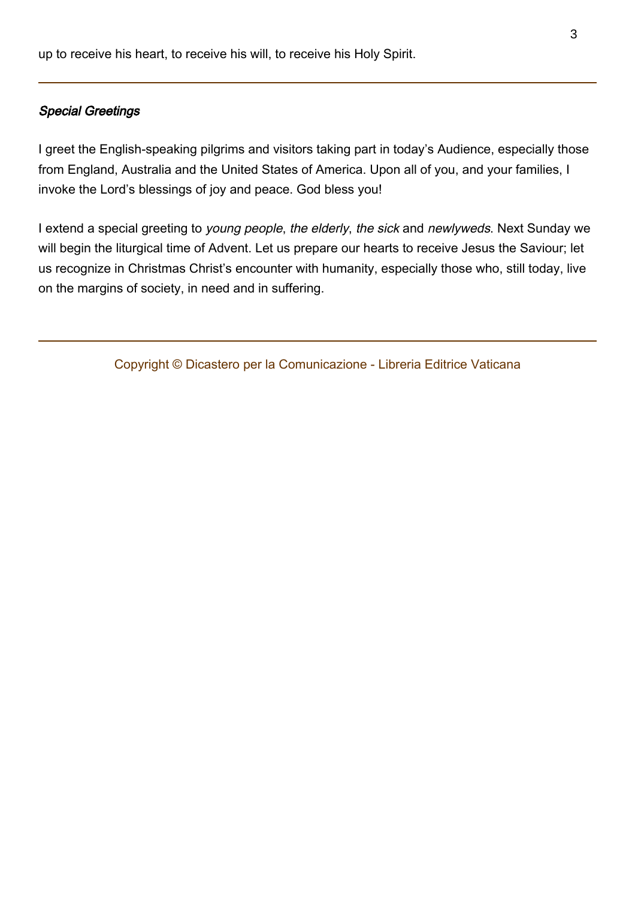up to receive his heart, to receive his will, to receive his Holy Spirit.

---

*Special Greetings*

I greet the English-speaking pilgrims and visitors taking part in today's Audience, especially those from England, Australia and the United States of America. Upon all of you, and your families, I invoke the Lord's blessings of joy and peace. God bless you!

I extend a special greeting to *young people*, *the elderly*, *the sick* and *newlyweds*. Next Sunday we will begin the liturgical time of Advent. Let us prepare our hearts to receive Jesus the Saviour; let us recognize in Christmas Christ's encounter with humanity, especially those who, still today, live on the margins of society, in need and in suffering.

---

Copyright © Dicastero per la Comunicazione - Libreria Editrice Vaticana